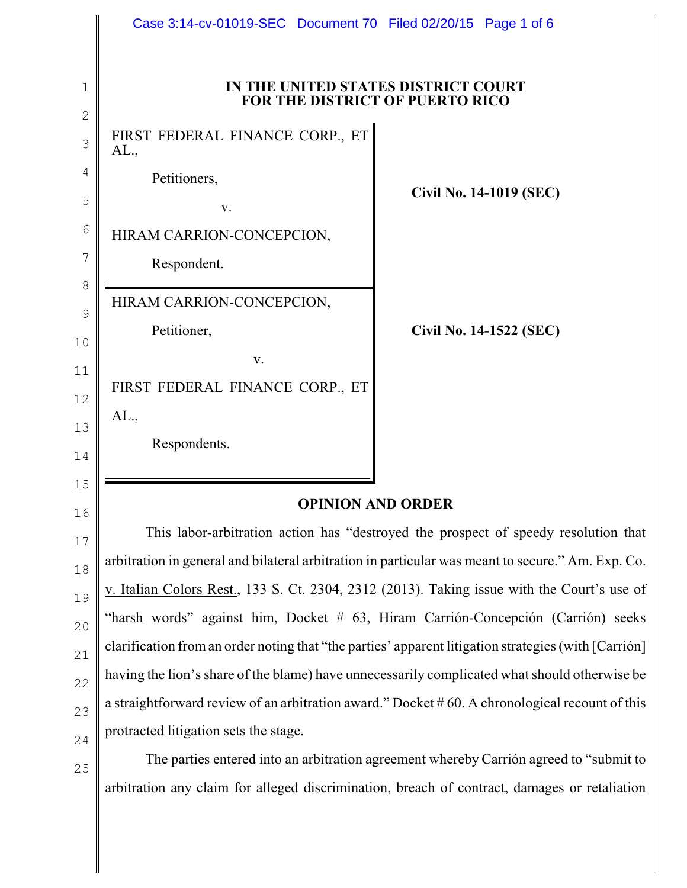**IN THE UNITED STATES DISTRICT COURT FOR THE DISTRICT OF PUERTO RICO**

| | |
|---|---|
| FIRST FEDERAL FINANCE CORP., ET AL.,<br><br>Petitioners,<br><br>v.<br><br>HIRAM CARRION-CONCEPCION,<br><br>Respondent. | **Civil No. 14-1019 (SEC)** |
| HIRAM CARRION-CONCEPCION,<br><br>Petitioner,<br><br>v.<br><br>FIRST FEDERAL FINANCE CORP., ET AL.,<br><br>Respondents. | **Civil No. 14-1522 (SEC)** |

## OPINION AND ORDER

This labor-arbitration action has "destroyed the prospect of speedy resolution that arbitration in general and bilateral arbitration in particular was meant to secure." Am. Exp. Co. v. Italian Colors Rest., 133 S. Ct. 2304, 2312 (2013). Taking issue with the Court's use of "harsh words" against him, Docket # 63, Hiram Carrión-Concepción (Carrión) seeks clarification from an order noting that "the parties' apparent litigation strategies (with [Carrión] having the lion's share of the blame) have unnecessarily complicated what should otherwise be a straightforward review of an arbitration award." Docket # 60. A chronological recount of this protracted litigation sets the stage.

The parties entered into an arbitration agreement whereby Carrión agreed to "submit to arbitration any claim for alleged discrimination, breach of contract, damages or retaliation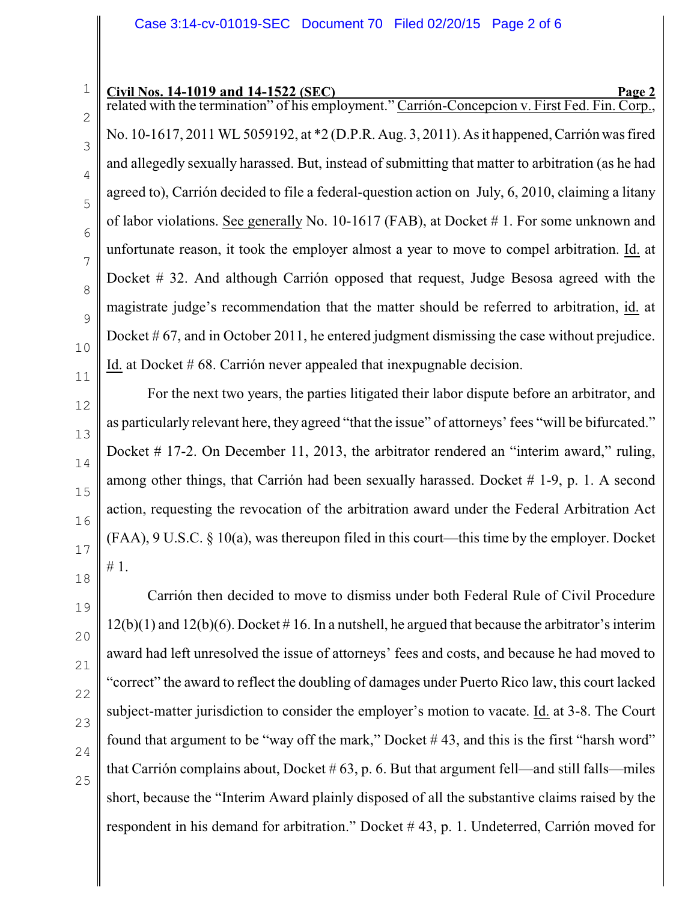related with the termination" of his employment." Carrión-Concepcion v. First Fed. Fin. Corp., No. 10-1617, 2011 WL 5059192, at *2 (D.P.R. Aug. 3, 2011). As it happened, Carrión was fired and allegedly sexually harassed. But, instead of submitting that matter to arbitration (as he had agreed to), Carrión decided to file a federal-question action on July, 6, 2010, claiming a litany of labor violations. See generally No. 10-1617 (FAB), at Docket # 1. For some unknown and unfortunate reason, it took the employer almost a year to move to compel arbitration. Id. at Docket # 32. And although Carrión opposed that request, Judge Besosa agreed with the magistrate judge's recommendation that the matter should be referred to arbitration, id. at Docket # 67, and in October 2011, he entered judgment dismissing the case without prejudice. Id. at Docket # 68. Carrión never appealed that inexpugnable decision.

For the next two years, the parties litigated their labor dispute before an arbitrator, and as particularly relevant here, they agreed "that the issue" of attorneys' fees "will be bifurcated." Docket # 17-2. On December 11, 2013, the arbitrator rendered an "interim award," ruling, among other things, that Carrión had been sexually harassed. Docket # 1-9, p. 1. A second action, requesting the revocation of the arbitration award under the Federal Arbitration Act (FAA), 9 U.S.C. § 10(a), was thereupon filed in this court—this time by the employer. Docket # 1.

Carrión then decided to move to dismiss under both Federal Rule of Civil Procedure 12(b)(1) and 12(b)(6). Docket # 16. In a nutshell, he argued that because the arbitrator's interim award had left unresolved the issue of attorneys' fees and costs, and because he had moved to "correct" the award to reflect the doubling of damages under Puerto Rico law, this court lacked subject-matter jurisdiction to consider the employer's motion to vacate. Id. at 3-8. The Court found that argument to be "way off the mark," Docket # 43, and this is the first "harsh word" that Carrión complains about, Docket # 63, p. 6. But that argument fell—and still falls—miles short, because the "Interim Award plainly disposed of all the substantive claims raised by the respondent in his demand for arbitration." Docket # 43, p. 1. Undeterred, Carrión moved for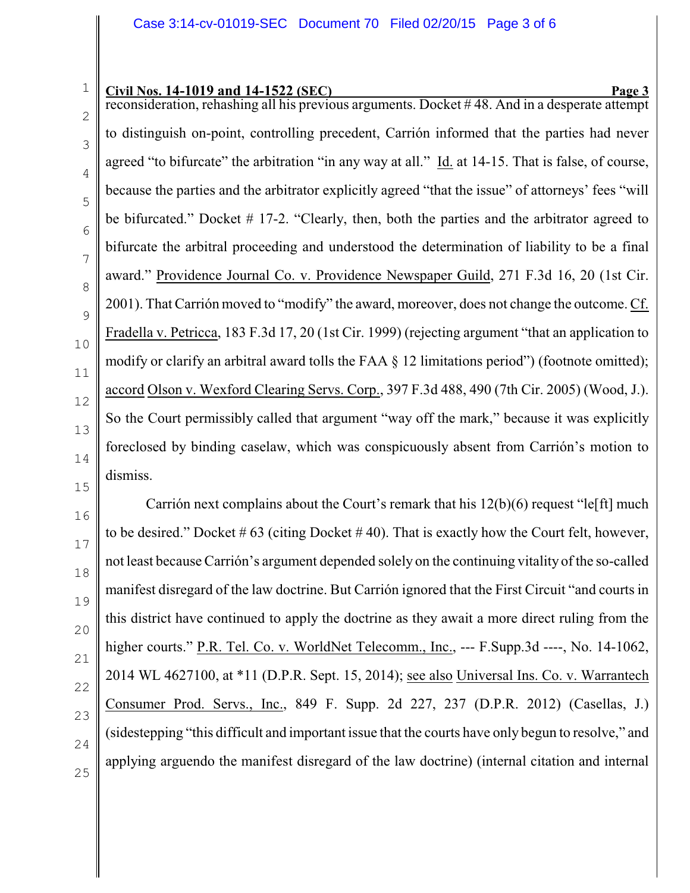reconsideration, rehashing all his previous arguments. Docket # 48. And in a desperate attempt to distinguish on-point, controlling precedent, Carrión informed that the parties had never agreed "to bifurcate" the arbitration "in any way at all." Id. at 14-15. That is false, of course, because the parties and the arbitrator explicitly agreed "that the issue" of attorneys' fees "will be bifurcated." Docket # 17-2. "Clearly, then, both the parties and the arbitrator agreed to bifurcate the arbitral proceeding and understood the determination of liability to be a final award." Providence Journal Co. v. Providence Newspaper Guild, 271 F.3d 16, 20 (1st Cir. 2001). That Carrión moved to "modify" the award, moreover, does not change the outcome. Cf. Fradella v. Petricca, 183 F.3d 17, 20 (1st Cir. 1999) (rejecting argument "that an application to modify or clarify an arbitral award tolls the FAA § 12 limitations period") (footnote omitted); accord Olson v. Wexford Clearing Servs. Corp., 397 F.3d 488, 490 (7th Cir. 2005) (Wood, J.). So the Court permissibly called that argument "way off the mark," because it was explicitly foreclosed by binding caselaw, which was conspicuously absent from Carrión's motion to dismiss.

Carrión next complains about the Court's remark that his 12(b)(6) request "le[ft] much to be desired." Docket # 63 (citing Docket # 40). That is exactly how the Court felt, however, not least because Carrión's argument depended solely on the continuing vitality of the so-called manifest disregard of the law doctrine. But Carrión ignored that the First Circuit "and courts in this district have continued to apply the doctrine as they await a more direct ruling from the higher courts." P.R. Tel. Co. v. WorldNet Telecomm., Inc., --- F.Supp.3d ----, No. 14-1062, 2014 WL 4627100, at *11 (D.P.R. Sept. 15, 2014); see also Universal Ins. Co. v. Warrantech Consumer Prod. Servs., Inc., 849 F. Supp. 2d 227, 237 (D.P.R. 2012) (Casellas, J.) (sidestepping "this difficult and important issue that the courts have only begun to resolve," and applying arguendo the manifest disregard of the law doctrine) (internal citation and internal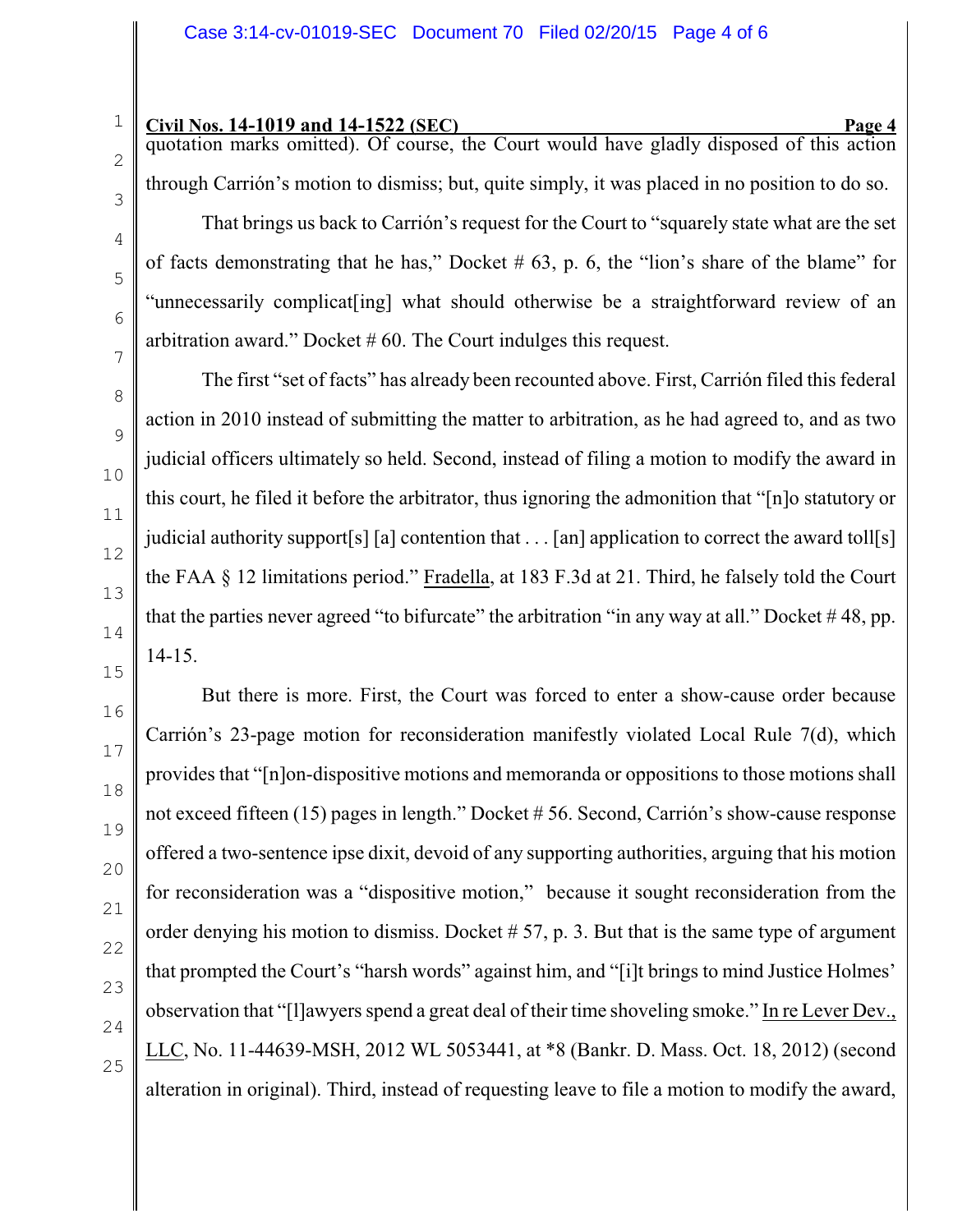quotation marks omitted). Of course, the Court would have gladly disposed of this action through Carrión's motion to dismiss; but, quite simply, it was placed in no position to do so.

That brings us back to Carrión's request for the Court to "squarely state what are the set of facts demonstrating that he has," Docket # 63, p. 6, the "lion's share of the blame" for "unnecessarily complicat[ing] what should otherwise be a straightforward review of an arbitration award." Docket # 60. The Court indulges this request.

The first "set of facts" has already been recounted above. First, Carrión filed this federal action in 2010 instead of submitting the matter to arbitration, as he had agreed to, and as two judicial officers ultimately so held. Second, instead of filing a motion to modify the award in this court, he filed it before the arbitrator, thus ignoring the admonition that "[n]o statutory or judicial authority support[s] [a] contention that . . . [an] application to correct the award toll[s] the FAA § 12 limitations period." Fradella, at 183 F.3d at 21. Third, he falsely told the Court that the parties never agreed "to bifurcate" the arbitration "in any way at all." Docket # 48, pp. 14-15.

But there is more. First, the Court was forced to enter a show-cause order because Carrión's 23-page motion for reconsideration manifestly violated Local Rule 7(d), which provides that "[n]on-dispositive motions and memoranda or oppositions to those motions shall not exceed fifteen (15) pages in length." Docket # 56. Second, Carrión's show-cause response offered a two-sentence ipse dixit, devoid of any supporting authorities, arguing that his motion for reconsideration was a "dispositive motion," because it sought reconsideration from the order denying his motion to dismiss. Docket # 57, p. 3. But that is the same type of argument that prompted the Court's "harsh words" against him, and "[i]t brings to mind Justice Holmes' observation that "[l]awyers spend a great deal of their time shoveling smoke." In re Lever Dev., LLC, No. 11-44639-MSH, 2012 WL 5053441, at *8 (Bankr. D. Mass. Oct. 18, 2012) (second alteration in original). Third, instead of requesting leave to file a motion to modify the award,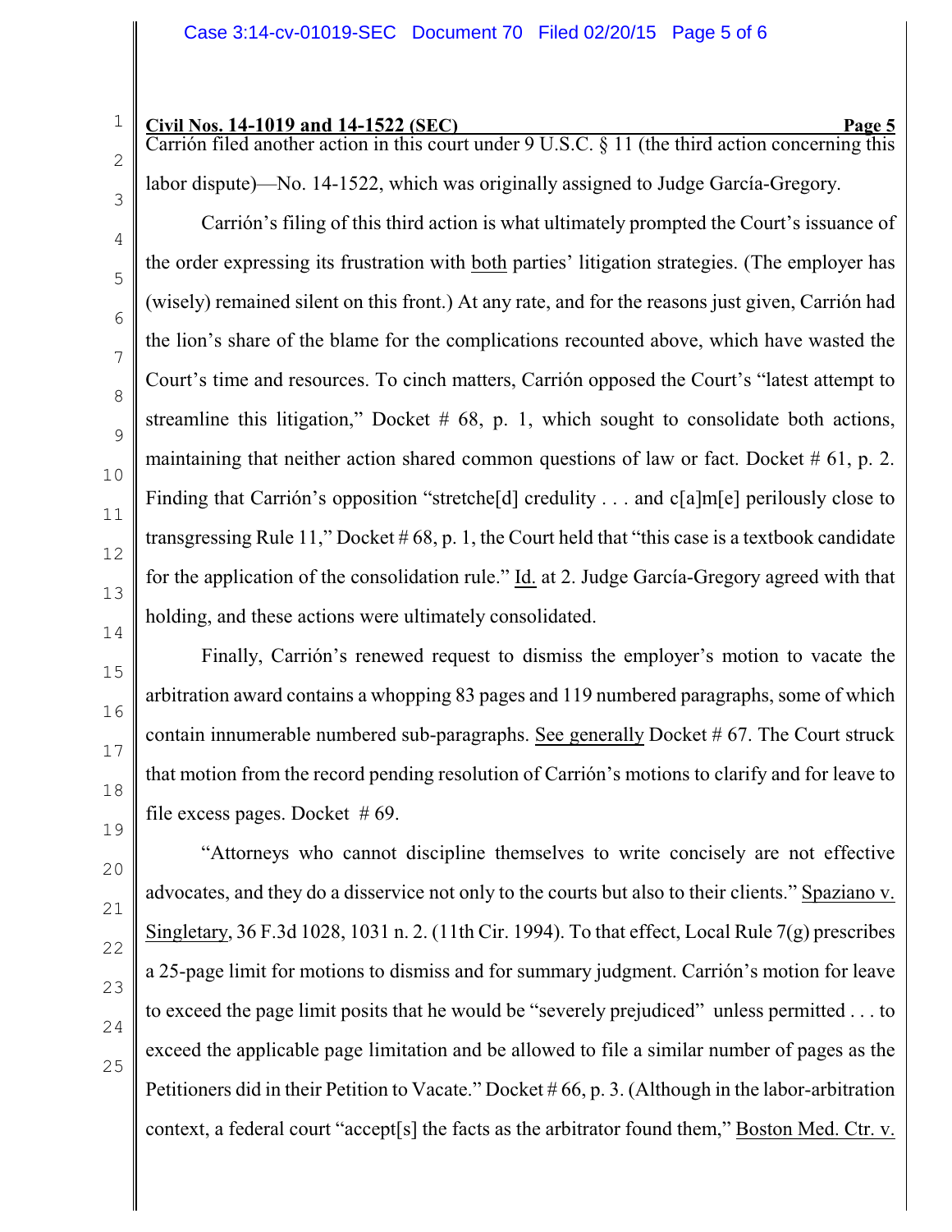Carrión filed another action in this court under 9 U.S.C. § 11 (the third action concerning this labor dispute)—No. 14-1522, which was originally assigned to Judge García-Gregory.

Carrión's filing of this third action is what ultimately prompted the Court's issuance of the order expressing its frustration with both parties' litigation strategies. (The employer has (wisely) remained silent on this front.) At any rate, and for the reasons just given, Carrión had the lion's share of the blame for the complications recounted above, which have wasted the Court's time and resources. To cinch matters, Carrión opposed the Court's "latest attempt to streamline this litigation," Docket # 68, p. 1, which sought to consolidate both actions, maintaining that neither action shared common questions of law or fact. Docket # 61, p. 2. Finding that Carrión's opposition "stretche[d] credulity . . . and c[a]m[e] perilously close to transgressing Rule 11," Docket # 68, p. 1, the Court held that "this case is a textbook candidate for the application of the consolidation rule." Id. at 2. Judge García-Gregory agreed with that holding, and these actions were ultimately consolidated.

Finally, Carrión's renewed request to dismiss the employer's motion to vacate the arbitration award contains a whopping 83 pages and 119 numbered paragraphs, some of which contain innumerable numbered sub-paragraphs. See generally Docket # 67. The Court struck that motion from the record pending resolution of Carrión's motions to clarify and for leave to file excess pages. Docket # 69.

"Attorneys who cannot discipline themselves to write concisely are not effective advocates, and they do a disservice not only to the courts but also to their clients." Spaziano v. Singletary, 36 F.3d 1028, 1031 n. 2. (11th Cir. 1994). To that effect, Local Rule 7(g) prescribes a 25-page limit for motions to dismiss and for summary judgment. Carrión's motion for leave to exceed the page limit posits that he would be "severely prejudiced" unless permitted . . . to exceed the applicable page limitation and be allowed to file a similar number of pages as the Petitioners did in their Petition to Vacate." Docket # 66, p. 3. (Although in the labor-arbitration context, a federal court "accept[s] the facts as the arbitrator found them," Boston Med. Ctr. v.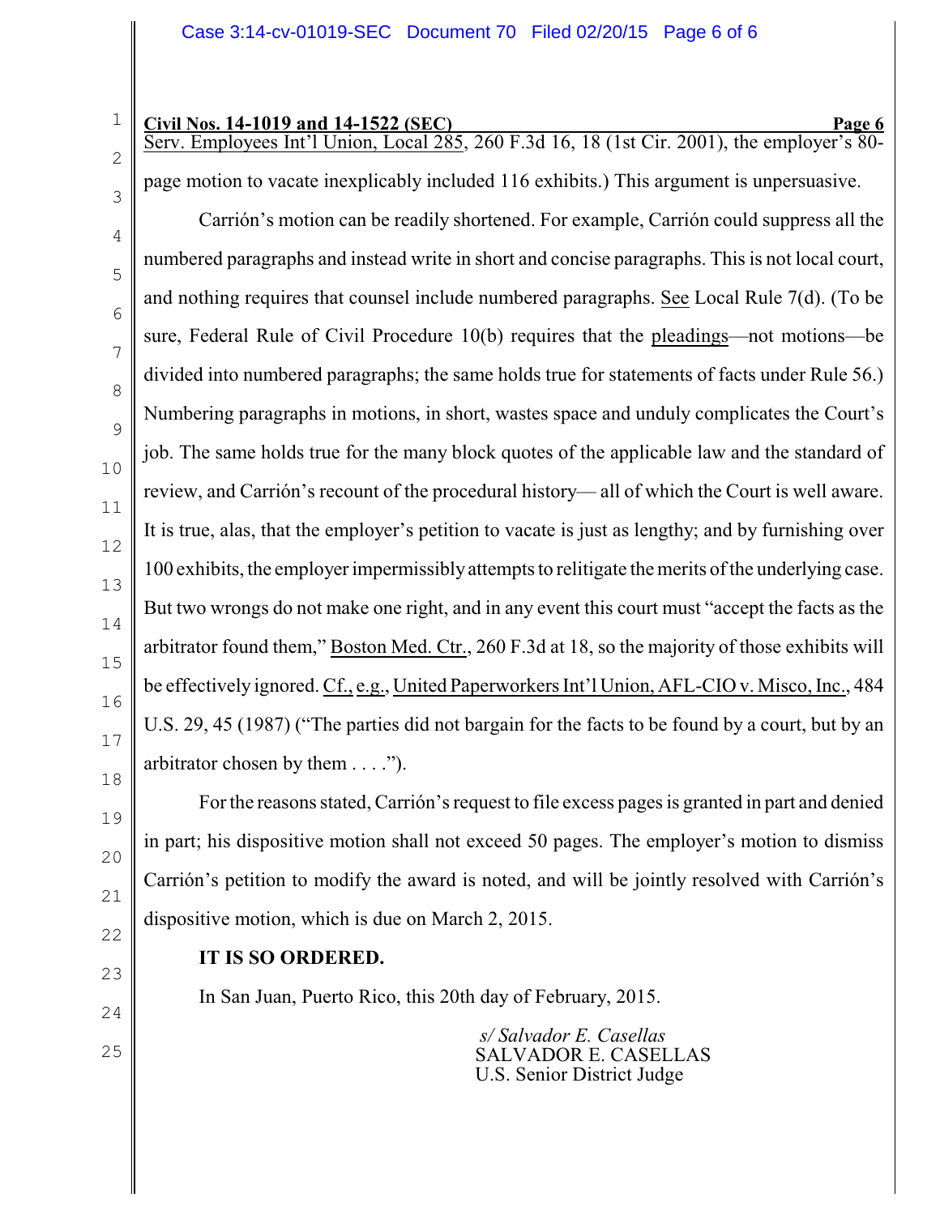Serv. Employees Int'l Union, Local 285, 260 F.3d 16, 18 (1st Cir. 2001), the employer's 80-page motion to vacate inexplicably included 116 exhibits.) This argument is unpersuasive.

Carrión's motion can be readily shortened. For example, Carrión could suppress all the numbered paragraphs and instead write in short and concise paragraphs. This is not local court, and nothing requires that counsel include numbered paragraphs. See Local Rule 7(d). (To be sure, Federal Rule of Civil Procedure 10(b) requires that the pleadings—not motions—be divided into numbered paragraphs; the same holds true for statements of facts under Rule 56.) Numbering paragraphs in motions, in short, wastes space and unduly complicates the Court's job. The same holds true for the many block quotes of the applicable law and the standard of review, and Carrión's recount of the procedural history— all of which the Court is well aware. It is true, alas, that the employer's petition to vacate is just as lengthy; and by furnishing over 100 exhibits, the employer impermissibly attempts to relitigate the merits of the underlying case. But two wrongs do not make one right, and in any event this court must "accept the facts as the arbitrator found them," Boston Med. Ctr., 260 F.3d at 18, so the majority of those exhibits will be effectively ignored. Cf., e.g., United Paperworkers Int'l Union, AFL-CIO v. Misco, Inc., 484 U.S. 29, 45 (1987) ("The parties did not bargain for the facts to be found by a court, but by an arbitrator chosen by them . . . .").

For the reasons stated, Carrión's request to file excess pages is granted in part and denied in part; his dispositive motion shall not exceed 50 pages. The employer's motion to dismiss Carrión's petition to modify the award is noted, and will be jointly resolved with Carrión's dispositive motion, which is due on March 2, 2015.

**IT IS SO ORDERED.**

In San Juan, Puerto Rico, this 20th day of February, 2015.

*s/ Salvador E. Casellas*
SALVADOR E. CASELLAS
U.S. Senior District Judge